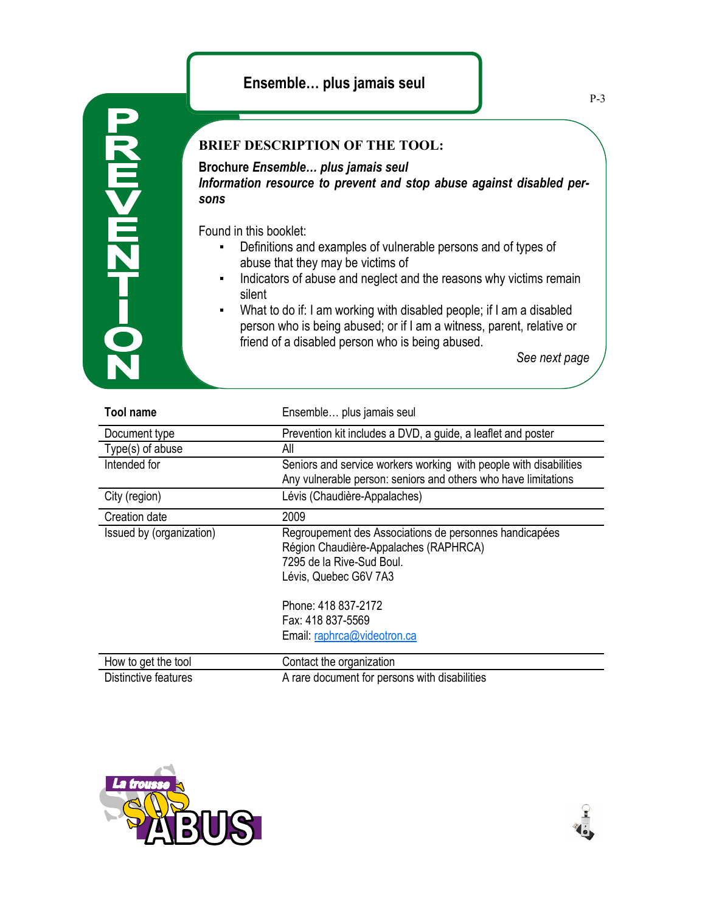# Ensemble… plus jamais seul

PREVENTION

## BRIEF DESCRIPTION OF THE TOOL:

**Brochure *Ensemble… plus jamais seul***
***Information resource to prevent and stop abuse against disabled persons***

Found in this booklet:

- Definitions and examples of vulnerable persons and of types of abuse that they may be victims of
- Indicators of abuse and neglect and the reasons why victims remain silent
- What to do if: I am working with disabled people; if I am a disabled person who is being abused; or if I am a witness, parent, relative or friend of a disabled person who is being abused.

*See next page*

| **Tool name** | Ensemble… plus jamais seul |
|---|---|
| Document type | Prevention kit includes a DVD, a guide, a leaflet and poster |
| Type(s) of abuse | All |
| Intended for | Seniors and service workers working with people with disabilities<br>Any vulnerable person: seniors and others who have limitations |
| City (region) | Lévis (Chaudière-Appalaches) |
| Creation date | 2009 |
| Issued by (organization) | Regroupement des Associations de personnes handicapées Région Chaudière-Appalaches (RAPHRCA)<br>7295 de la Rive-Sud Boul.<br>Lévis, Quebec G6V 7A3<br><br>Phone: 418 837-2172<br>Fax: 418 837-5569<br>Email: raphrca@videotron.ca |
| How to get the tool | Contact the organization |
| Distinctive features | A rare document for persons with disabilities |

La trousse SOS ABUS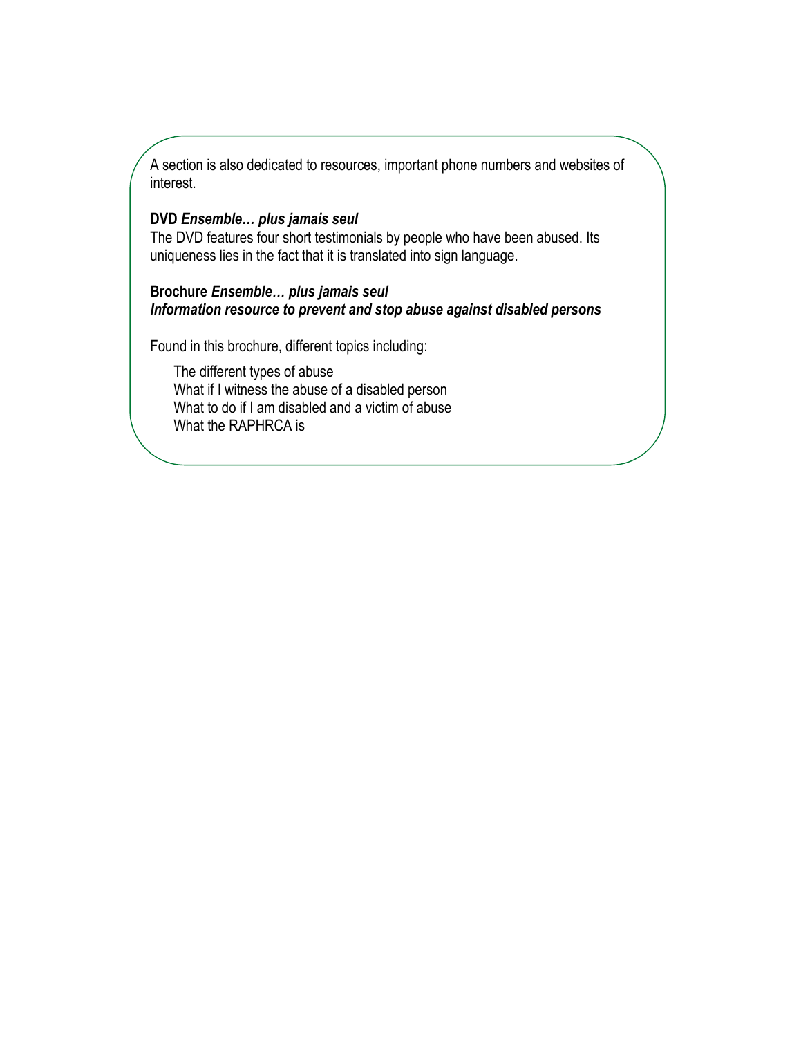A section is also dedicated to resources, important phone numbers and websites of interest.

**DVD *Ensemble… plus jamais seul***
The DVD features four short testimonials by people who have been abused. Its uniqueness lies in the fact that it is translated into sign language.

**Brochure *Ensemble… plus jamais seul***
***Information resource to prevent and stop abuse against disabled persons***

Found in this brochure, different topics including:

- The different types of abuse
- What if I witness the abuse of a disabled person
- What to do if I am disabled and a victim of abuse
- What the RAPHRCA is